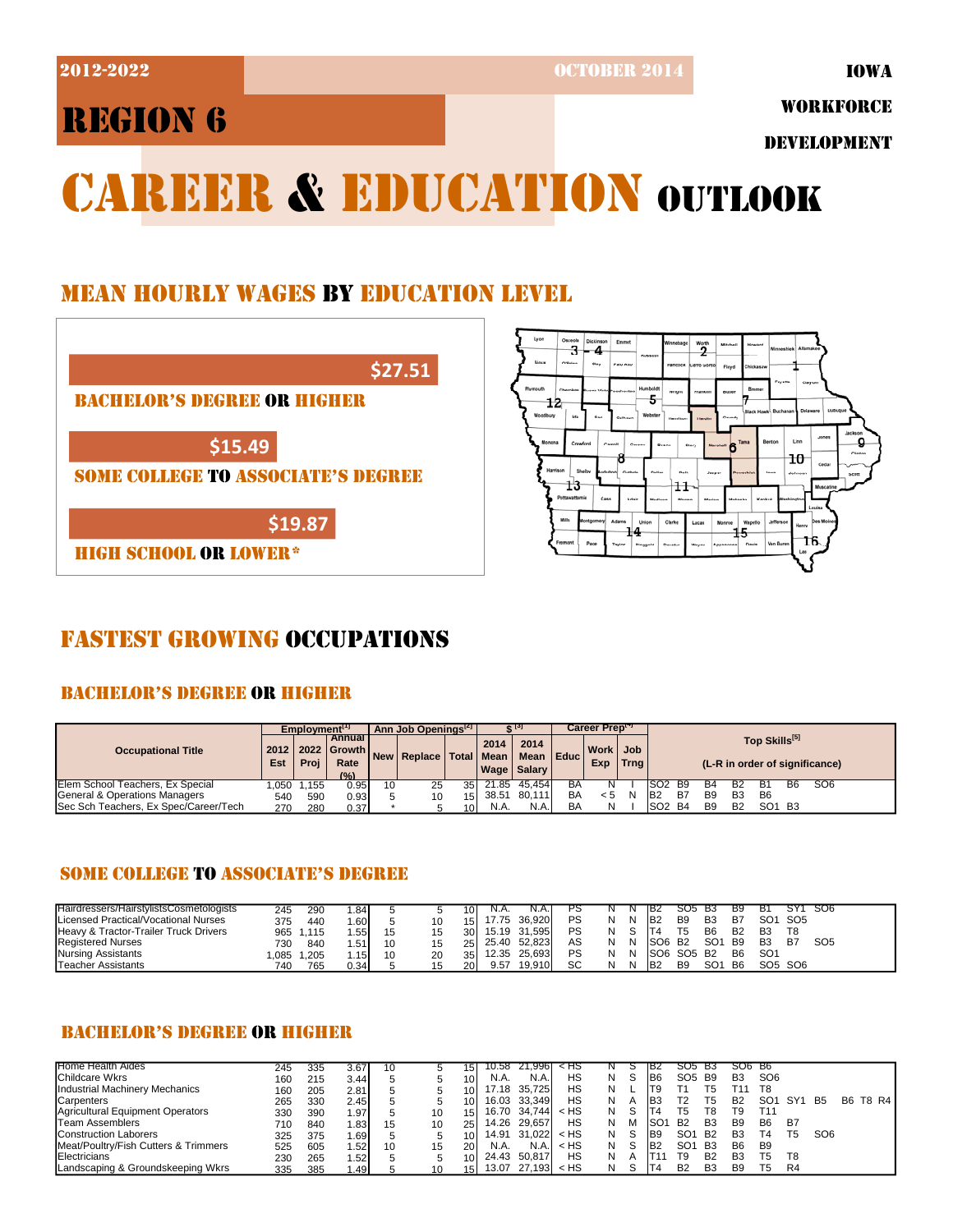2012-2022 | OCTOBER 2014 | IOWA WORKFORCE DEVELOPMENT

# REGION 6

# CAREER & EDUCATION OUTLOOK

## MEAN HOURLY WAGES BY EDUCATION LEVEL

**$27.51** — BACHELOR'S DEGREE OR HIGHER

**$15.49** — SOME COLLEGE TO ASSOCIATE'S DEGREE

**$19.87** — HIGH SCHOOL OR LOWER*

## FASTEST GROWING OCCUPATIONS

### BACHELOR'S DEGREE OR HIGHER

| Occupational Title | Employment[1] 2012 Est | 2022 Proj | Annual Growth Rate (%) | Ann Job Openings[2] New | Replace | Total | $[3] 2014 Mean Wage | 2014 Mean Salary | Career Prep[4] Educ | Work Exp | Job Trng | Top Skills[5] (L-R in order of significance) | | | | | | | | | |
|---|---|---|---|---|---|---|---|---|---|---|---|---|---|---|---|---|---|---|---|---|---|
| Elem School Teachers, Ex Special | 1,050 | 1,155 | 0.95 | 10 | 25 | 35 | 21.85 | 45,454 | BA | N | I | SO2 | B9 | B4 | B2 | B1 | B6 | SO6 | | | |
| General & Operations Managers | 540 | 590 | 0.93 | 5 | 10 | 15 | 38.51 | 80,111 | BA | < 5 | N | B2 | B7 | B9 | B3 | B6 | | | | | |
| Sec Sch Teachers, Ex Spec/Career/Tech | 270 | 280 | 0.37 | * | 5 | 10 | N.A. | N.A. | BA | N | I | SO2 | B4 | B9 | B2 | SO1 | B3 | | | | |

### SOME COLLEGE TO ASSOCIATE'S DEGREE

| Occupational Title | 2012 Est | 2022 Proj | Annual Growth Rate (%) | New | Replace | Total | 2014 Mean Wage | 2014 Mean Salary | Educ | Work Exp | Job Trng | Top Skills | | | | | | | | | |
|---|---|---|---|---|---|---|---|---|---|---|---|---|---|---|---|---|---|---|---|---|---|
| Hairdressers/HairstylistsCosmetologists | 245 | 290 | 1.84 | 5 | 5 | 10 | N.A. | N.A. | PS | N | N | B2 | SO5 | B3 | B9 | B1 | SY1 | SO6 | | | |
| Licensed Practical/Vocational Nurses | 375 | 440 | 1.60 | 5 | 10 | 15 | 17.75 | 36,920 | PS | N | N | B2 | B9 | B3 | B7 | SO1 | SO5 | | | | |
| Heavy & Tractor-Trailer Truck Drivers | 965 | 1,115 | 1.55 | 15 | 15 | 30 | 15.19 | 31,595 | PS | N | S | T4 | T5 | B6 | B2 | B3 | T8 | | | | |
| Registered Nurses | 730 | 840 | 1.51 | 10 | 15 | 25 | 25.40 | 52,823 | AS | N | N | SO6 | B2 | SO1 | B9 | B3 | B7 | SO5 | | | |
| Nursing Assistants | 1,085 | 1,205 | 1.15 | 10 | 20 | 35 | 12.35 | 25,693 | PS | N | N | SO6 | SO5 | B2 | B6 | SO1 | | | | | |
| Teacher Assistants | 740 | 765 | 0.34 | 5 | 15 | 20 | 9.57 | 19,910 | SC | N | N | B2 | B9 | SO1 | B6 | SO5 | SO6 | | | | |

### BACHELOR'S DEGREE OR HIGHER

| Occupational Title | 2012 Est | 2022 Proj | Annual Growth Rate (%) | New | Replace | Total | 2014 Mean Wage | 2014 Mean Salary | Educ | Work Exp | Job Trng | Top Skills | | | | | | | | | |
|---|---|---|---|---|---|---|---|---|---|---|---|---|---|---|---|---|---|---|---|---|---|
| Home Health Aides | 245 | 335 | 3.67 | 10 | 5 | 15 | 10.58 | 21,996 | < HS | N | S | B2 | SO5 | B3 | SO6 | B6 | | | | | |
| Childcare Wkrs | 160 | 215 | 3.44 | 5 | 5 | 10 | N.A. | N.A. | HS | N | S | B6 | SO5 | B9 | B3 | SO6 | | | | | |
| Industrial Machinery Mechanics | 160 | 205 | 2.81 | 5 | 5 | 10 | 17.18 | 35,725 | HS | N | L | T9 | T1 | T5 | T11 | T8 | | | | | |
| Carpenters | 265 | 330 | 2.45 | 5 | 5 | 10 | 16.03 | 33,349 | HS | N | A | B3 | T2 | T5 | B2 | SO1 | SY1 | B5 | B6 | T8 | R4 |
| Agricultural Equipment Operators | 330 | 390 | 1.97 | 5 | 10 | 15 | 16.70 | 34,744 | < HS | N | S | T4 | T5 | T8 | T9 | T11 | | | | | |
| Team Assemblers | 710 | 840 | 1.83 | 15 | 10 | 25 | 14.26 | 29,657 | HS | N | M | SO1 | B2 | B3 | B9 | B6 | B7 | | | | |
| Construction Laborers | 325 | 375 | 1.69 | 5 | 5 | 10 | 14.91 | 31,022 | < HS | N | S | B9 | SO1 | B2 | B3 | T4 | T5 | SO6 | | | |
| Meat/Poultry/Fish Cutters & Trimmers | 525 | 605 | 1.52 | 10 | 15 | 20 | N.A. | N.A. | < HS | N | S | B2 | SO1 | B3 | B6 | B9 | | | | | |
| Electricians | 230 | 265 | 1.52 | 5 | 5 | 10 | 24.43 | 50,817 | HS | N | A | T11 | T9 | B2 | B3 | T5 | T8 | | | | |
| Landscaping & Groundskeeping Wkrs | 335 | 385 | 1.49 | 5 | 10 | 15 | 13.07 | 27,193 | < HS | N | S | T4 | B2 | B3 | B9 | T5 | R4 | | | | |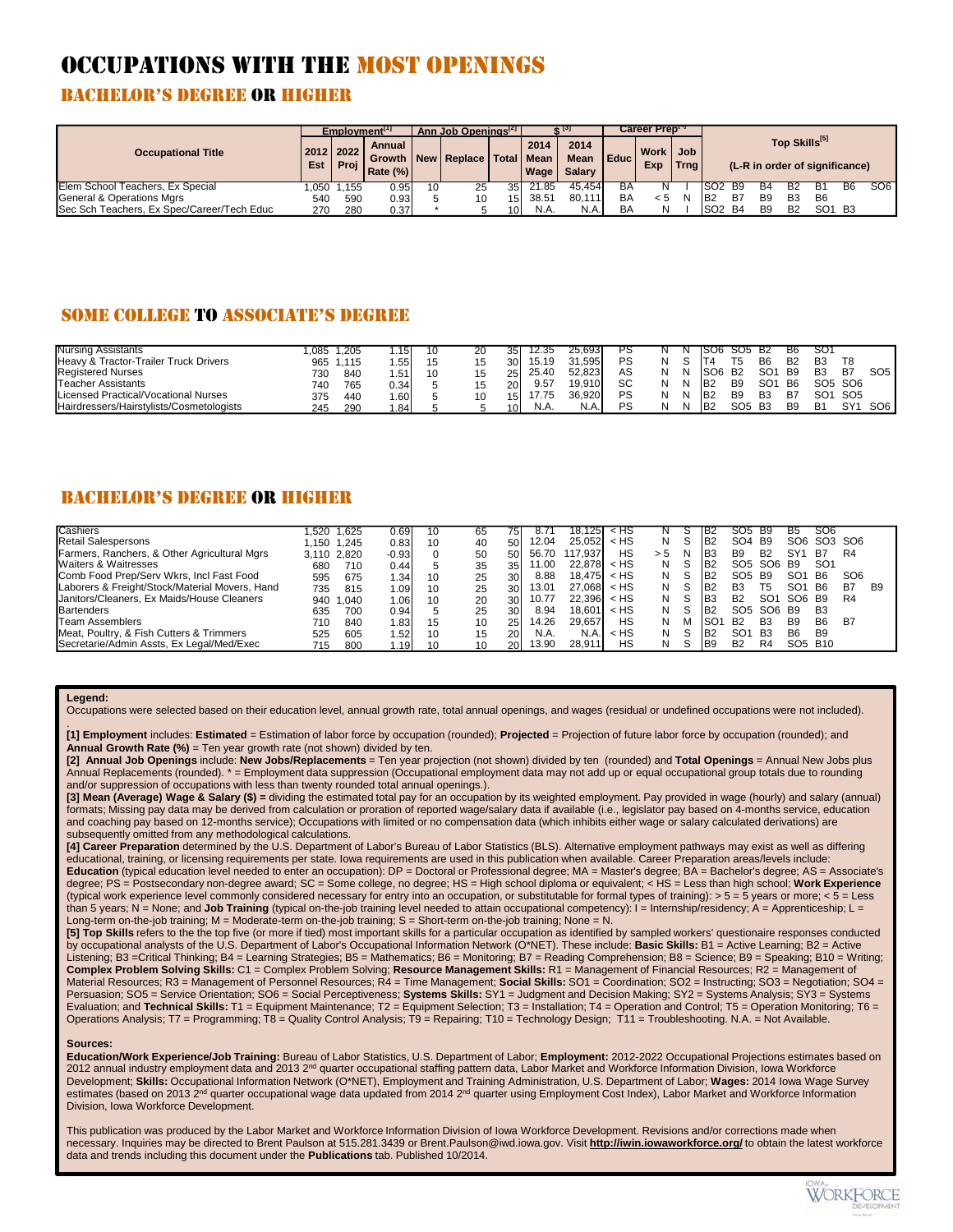# OCCUPATIONS WITH THE MOST OPENINGS

## BACHELOR'S DEGREE OR HIGHER

| Occupational Title | Employment[1] | | | Ann Job Openings[2] | | | $ [3] | | Career Prep[4] | | | Top Skills[5] (L-R in order of significance) | | | | | | |
|---|---|---|---|---|---|---|---|---|---|---|---|---|---|---|---|---|---|---|
| | 2012 Est | 2022 Proj | Annual Growth Rate (%) | New | Replace | Total | 2014 Mean Wage | 2014 Mean Salary | Educ | Work Exp | Job Trng | | | | | | | |
| Elem School Teachers, Ex Special | 1,050 | 1,155 | 0.95 | 10 | 25 | 35 | 21.85 | 45,454 | BA | N | I | SO2 | B9 | B4 | B2 | B1 | B6 | SO6 |
| General & Operations Mgrs | 540 | 590 | 0.93 | 5 | 10 | 15 | 38.51 | 80,111 | BA | < 5 | N | B2 | B7 | B9 | B3 | B6 | | |
| Sec Sch Teachers, Ex Spec/Career/Tech Educ | 270 | 280 | 0.37 | * | 5 | 10 | N.A. | N.A. | BA | N | I | SO2 | B4 | B9 | B2 | SO1 | B3 | |

## SOME COLLEGE TO ASSOCIATE'S DEGREE

| Occupational Title | 2012 Est | 2022 Proj | Annual Growth Rate (%) | New | Replace | Total | 2014 Mean Wage | 2014 Mean Salary | Educ | Work Exp | Job Trng | | | | | | | |
|---|---|---|---|---|---|---|---|---|---|---|---|---|---|---|---|---|---|---|
| Nursing Assistants | 1,085 | 1,205 | 1.15 | 10 | 20 | 35 | 12.35 | 25,693 | PS | N | N | SO6 | SO5 | B2 | B6 | SO1 | | |
| Heavy & Tractor-Trailer Truck Drivers | 965 | 1,115 | 1.55 | 15 | 15 | 30 | 15.19 | 31,595 | PS | N | S | T4 | T5 | B6 | B2 | B3 | T8 | |
| Registered Nurses | 730 | 840 | 1.51 | 10 | 15 | 25 | 25.40 | 52,823 | AS | N | N | SO6 | B2 | SO1 | B9 | B3 | B7 | SO5 |
| Teacher Assistants | 740 | 765 | 0.34 | 5 | 15 | 20 | 9.57 | 19,910 | SC | N | N | B2 | B9 | SO1 | B6 | SO5 | SO6 | |
| Licensed Practical/Vocational Nurses | 375 | 440 | 1.60 | 5 | 10 | 15 | 17.75 | 36,920 | PS | N | N | B2 | B9 | B3 | B7 | SO1 | SO5 | |
| Hairdressers/Hairstylists/Cosmetologists | 245 | 290 | 1.84 | 5 | 5 | 10 | N.A. | N.A. | PS | N | N | B2 | SO5 | B3 | B9 | B1 | SY1 | SO6 |

## BACHELOR'S DEGREE OR HIGHER

| Occupational Title | 2012 Est | 2022 Proj | Annual Growth Rate (%) | New | Replace | Total | 2014 Mean Wage | 2014 Mean Salary | Educ | Work Exp | Job Trng | | | | | | | |
|---|---|---|---|---|---|---|---|---|---|---|---|---|---|---|---|---|---|---|
| Cashiers | 1,520 | 1,625 | 0.69 | 10 | 65 | 75 | 8.71 | 18,125 | < HS | N | S | B2 | SO5 | B9 | B5 | SO6 | | |
| Retail Salespersons | 1,150 | 1,245 | 0.83 | 10 | 40 | 50 | 12.04 | 25,052 | < HS | N | S | B2 | SO4 | B9 | SO6 | SO3 | SO6 | |
| Farmers, Ranchers, & Other Agricultural Mgrs | 3,110 | 2,820 | -0.93 | 0 | 50 | 50 | 56.70 | 117,937 | HS | > 5 | N | B3 | B9 | B2 | SY1 | B7 | R4 | |
| Waiters & Waitresses | 680 | 710 | 0.44 | 5 | 35 | 35 | 11.00 | 22,878 | < HS | N | S | B2 | SO5 | SO6 | B9 | SO1 | | |
| Comb Food Prep/Serv Wkrs, Incl Fast Food | 595 | 675 | 1.34 | 10 | 25 | 30 | 8.88 | 18,475 | < HS | N | S | B2 | SO5 | B9 | SO1 | B6 | SO6 | |
| Laborers & Freight/Stock/Material Movers, Hand | 735 | 815 | 1.09 | 10 | 25 | 30 | 13.01 | 27,068 | < HS | N | S | B2 | B3 | T5 | SO1 | B6 | B7 | B9 |
| Janitors/Cleaners, Ex Maids/House Cleaners | 940 | 1,040 | 1.06 | 10 | 20 | 30 | 10.77 | 22,396 | < HS | N | S | B3 | B2 | SO1 | SO6 | B9 | R4 | |
| Bartenders | 635 | 700 | 0.94 | 5 | 25 | 30 | 8.94 | 18,601 | < HS | N | S | B2 | SO5 | SO6 | B9 | B3 | | |
| Team Assemblers | 710 | 840 | 1.83 | 15 | 10 | 25 | 14.26 | 29,657 | HS | N | M | SO1 | B2 | B3 | B9 | B6 | B7 | |
| Meat, Poultry, & Fish Cutters & Trimmers | 525 | 605 | 1.52 | 10 | 15 | 20 | N.A. | N.A. | < HS | N | S | B2 | SO1 | B3 | B6 | B9 | | |
| Secretarie/Admin Assts, Ex Legal/Med/Exec | 715 | 800 | 1.19 | 10 | 10 | 20 | 13.90 | 28,911 | HS | N | S | B9 | B2 | R4 | SO5 | B10 | | |

**Legend:**
Occupations were selected based on their education level, annual growth rate, total annual openings, and wages (residual or undefined occupations were not included).

**[1] Employment** includes: **Estimated** = Estimation of labor force by occupation (rounded); **Projected** = Projection of future labor force by occupation (rounded); and **Annual Growth Rate (%)** = Ten year growth rate (not shown) divided by ten.
**[2] Annual Job Openings** include: **New Jobs/Replacements** = Ten year projection (not shown) divided by ten (rounded) and **Total Openings** = Annual New Jobs plus Annual Replacements (rounded). * = Employment data suppression (Occupational employment data may not add up or equal occupational group totals due to rounding and/or suppression of occupations with less than twenty rounded total annual openings.).
**[3] Mean (Average) Wage & Salary ($) =** dividing the estimated total pay for an occupation by its weighted employment. Pay provided in wage (hourly) and salary (annual) formats; Missing pay data may be derived from calculation or proration of reported wage/salary data if available (i.e., legislator pay based on 4-months service, education and coaching pay based on 12-months service); Occupations with limited or no compensation data (which inhibits either wage or salary calculated derivations) are subsequently omitted from any methodological calculations.
**[4] Career Preparation** determined by the U.S. Department of Labor's Bureau of Labor Statistics (BLS). Alternative employment pathways may exist as well as differing educational, training, or licensing requirements per state. Iowa requirements are used in this publication when available. Career Preparation areas/levels include: **Education** (typical education level needed to enter an occupation): DP = Doctoral or Professional degree; MA = Master's degree; BA = Bachelor's degree; AS = Associate's degree; PS = Postsecondary non-degree award; SC = Some college, no degree; HS = High school diploma or equivalent; < HS = Less than high school; **Work Experience** (typical work experience level commonly considered necessary for entry into an occupation, or substitutable for formal types of training): > 5 = 5 years or more; < 5 = Less than 5 years; N = None; and **Job Training** (typical on-the-job training level needed to attain occupational competency): I = Internship/residency; A = Apprenticeship; L = Long-term on-the-job training; M = Moderate-term on-the-job training; S = Short-term on-the-job training; None = N.
**[5] Top Skills** refers to the the top five (or more if tied) most important skills for a particular occupation as identified by sampled workers' questionaire responses conducted by occupational analysts of the U.S. Department of Labor's Occupational Information Network (O*NET). These include: **Basic Skills:** B1 = Active Learning; B2 = Active Listening; B3 =Critical Thinking; B4 = Learning Strategies; B5 = Mathematics; B6 = Monitoring; B7 = Reading Comprehension; B8 = Science; B9 = Speaking; B10 = Writing; **Complex Problem Solving Skills:** C1 = Complex Problem Solving; **Resource Management Skills:** R1 = Management of Financial Resources; R2 = Management of Material Resources; R3 = Management of Personnel Resources; R4 = Time Management; **Social Skills:** SO1 = Coordination; SO2 = Instructing; SO3 = Negotiation; SO4 = Persuasion; SO5 = Service Orientation; SO6 = Social Perceptiveness; **Systems Skills:** SY1 = Judgment and Decision Making; SY2 = Systems Analysis; SY3 = Systems Evaluation; and **Technical Skills:** T1 = Equipment Maintenance; T2 = Equipment Selection; T3 = Installation; T4 = Operation and Control; T5 = Operation Monitoring; T6 = Operations Analysis; T7 = Programming; T8 = Quality Control Analysis; T9 = Repairing; T10 = Technology Design; T11 = Troubleshooting. N.A. = Not Available.

**Sources:**
**Education/Work Experience/Job Training:** Bureau of Labor Statistics, U.S. Department of Labor; **Employment:** 2012-2022 Occupational Projections estimates based on 2012 annual industry employment data and 2013 2nd quarter occupational staffing pattern data, Labor Market and Workforce Information Division, Iowa Workforce Development; **Skills:** Occupational Information Network (O*NET), Employment and Training Administration, U.S. Department of Labor; **Wages:** 2014 Iowa Wage Survey estimates (based on 2013 2nd quarter occupational wage data updated from 2014 2nd quarter using Employment Cost Index), Labor Market and Workforce Information Division, Iowa Workforce Development.

This publication was produced by the Labor Market and Workforce Information Division of Iowa Workforce Development. Revisions and/or corrections made when necessary. Inquiries may be directed to Brent Paulson at 515.281.3439 or Brent.Paulson@iwd.iowa.gov. Visit **http://iwin.iowaworkforce.org/** to obtain the latest workforce data and trends including this document under the **Publications** tab. Published 10/2014.